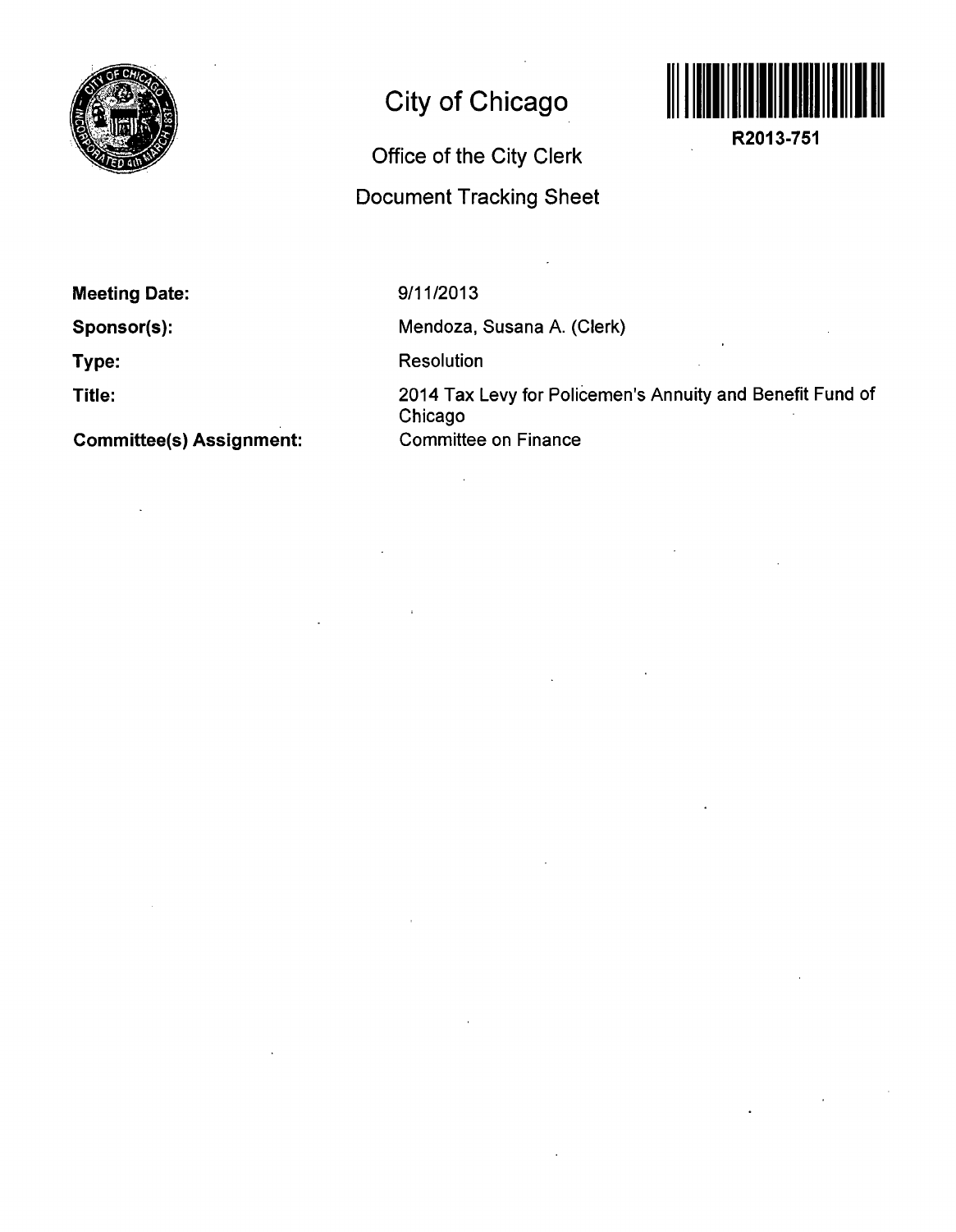# City of Chicago

## Office of the City Clerk

## Document Tracking Sheet

**R2013-751**

**Meeting Date:** 9/11/2013

**Sponsor(s):** Mendoza, Susana A. (Clerk)

**Type:** Resolution

**Title:** 2014 Tax Levy for Policemen's Annuity and Benefit Fund of Chicago

**Committee(s) Assignment:** Committee on Finance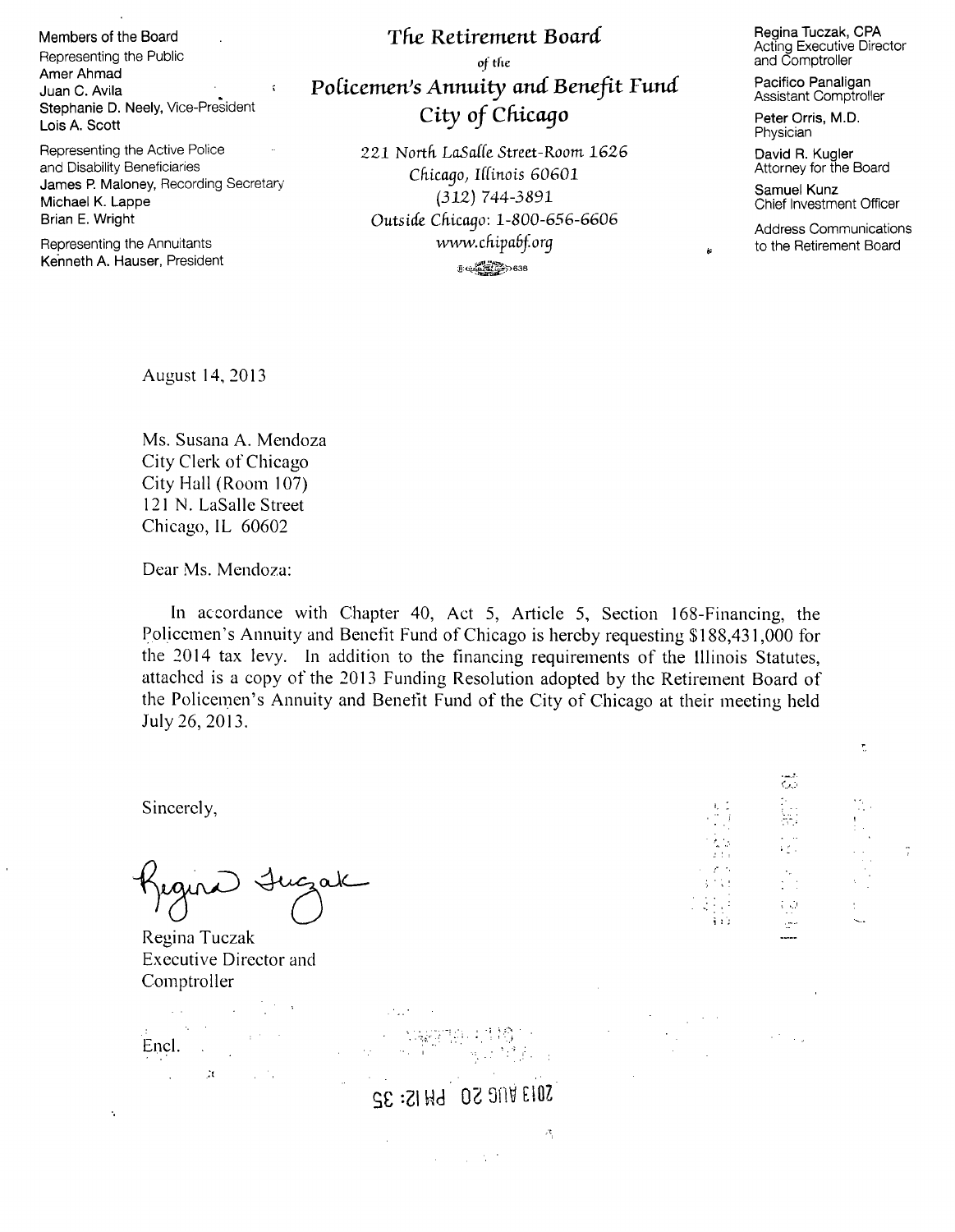Members of the Board

Representing the Public
Amer Ahmad
Juan C. Avila
Stephanie D. Neely, Vice-President
Lois A. Scott

Representing the Active Police and Disability Beneficiaries
James P. Maloney, Recording Secretary
Michael K. Lappe
Brian E. Wright

Representing the Annuitants
Kenneth A. Hauser, President

# The Retirement Board
of the
# Policemen's Annuity and Benefit Fund
# City of Chicago

221 North LaSalle Street-Room 1626
Chicago, Illinois 60601
(312) 744-3891
Outside Chicago: 1-800-656-6606
www.chipabf.org

Regina Tuczak, CPA
Acting Executive Director and Comptroller

Pacifico Panaligan
Assistant Comptroller

Peter Orris, M.D.
Physician

David R. Kugler
Attorney for the Board

Samuel Kunz
Chief Investment Officer

Address Communications to the Retirement Board

August 14, 2013

Ms. Susana A. Mendoza
City Clerk of Chicago
City Hall (Room 107)
121 N. LaSalle Street
Chicago, IL 60602

Dear Ms. Mendoza:

In accordance with Chapter 40, Act 5, Article 5, Section 168-Financing, the Policemen's Annuity and Benefit Fund of Chicago is hereby requesting $188,431,000 for the 2014 tax levy. In addition to the financing requirements of the Illinois Statutes, attached is a copy of the 2013 Funding Resolution adopted by the Retirement Board of the Policemen's Annuity and Benefit Fund of the City of Chicago at their meeting held July 26, 2013.

Sincerely,

Regina Tuczak

Regina Tuczak
Executive Director and Comptroller

Encl.

2013 AUG 20 PM 12: 35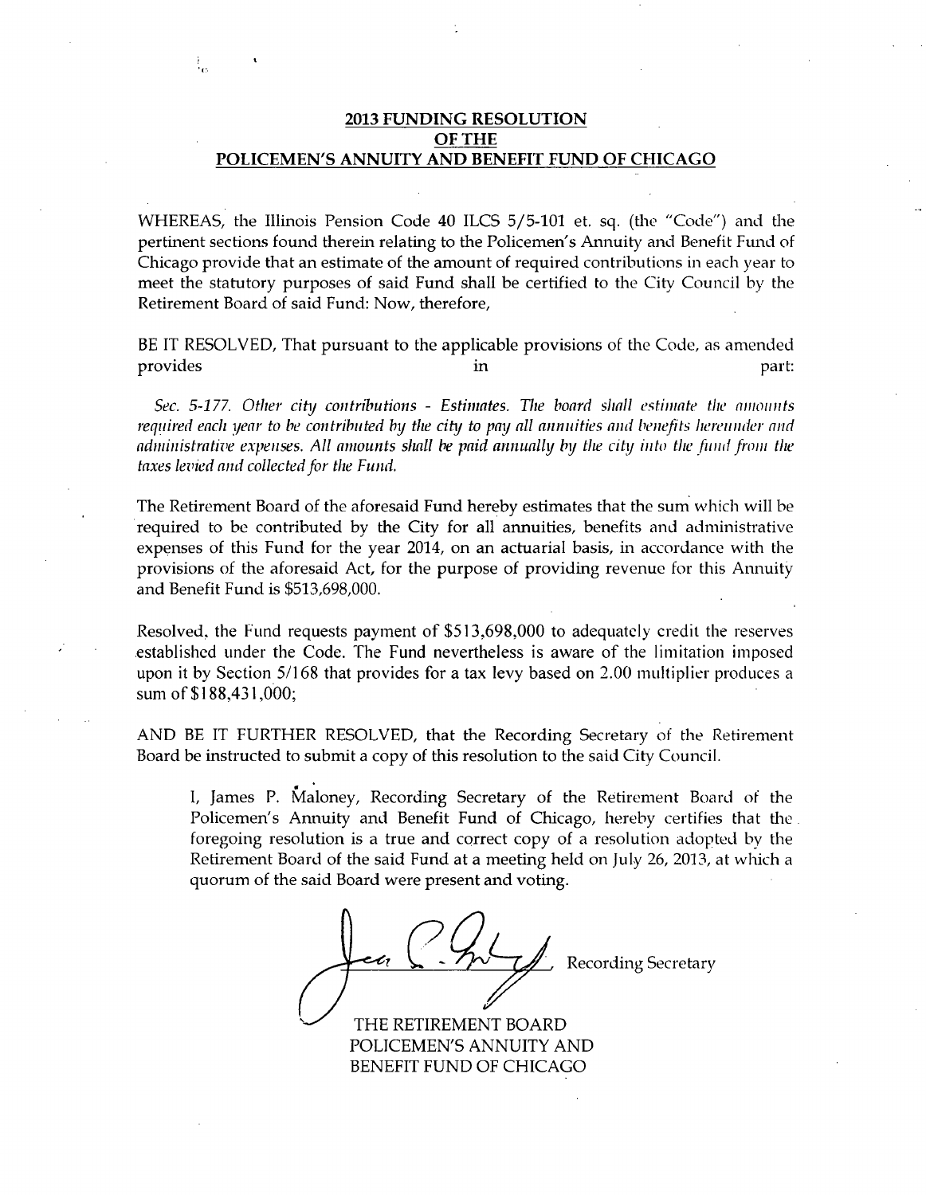**2013 FUNDING RESOLUTION**
**OF THE**
**POLICEMEN'S ANNUITY AND BENEFIT FUND OF CHICAGO**

WHEREAS, the Illinois Pension Code 40 ILCS 5/5-101 et. sq. (the "Code") and the pertinent sections found therein relating to the Policemen's Annuity and Benefit Fund of Chicago provide that an estimate of the amount of required contributions in each year to meet the statutory purposes of said Fund shall be certified to the City Council by the Retirement Board of said Fund: Now, therefore,

BE IT RESOLVED, That pursuant to the applicable provisions of the Code, as amended provides in part:

*Sec. 5-177. Other city contributions - Estimates. The board shall estimate the amounts required each year to be contributed by the city to pay all annuities and benefits hereunder and administrative expenses. All amounts shall be paid annually by the city into the fund from the taxes levied and collected for the Fund.*

The Retirement Board of the aforesaid Fund hereby estimates that the sum which will be required to be contributed by the City for all annuities, benefits and administrative expenses of this Fund for the year 2014, on an actuarial basis, in accordance with the provisions of the aforesaid Act, for the purpose of providing revenue for this Annuity and Benefit Fund is $513,698,000.

Resolved, the Fund requests payment of $513,698,000 to adequately credit the reserves established under the Code. The Fund nevertheless is aware of the limitation imposed upon it by Section 5/168 that provides for a tax levy based on 2.00 multiplier produces a sum of $188,431,000;

AND BE IT FURTHER RESOLVED, that the Recording Secretary of the Retirement Board be instructed to submit a copy of this resolution to the said City Council.

> I, James P. Maloney, Recording Secretary of the Retirement Board of the Policemen's Annuity and Benefit Fund of Chicago, hereby certifies that the foregoing resolution is a true and correct copy of a resolution adopted by the Retirement Board of the said Fund at a meeting held on July 26, 2013, at which a quorum of the said Board were present and voting.

_________________, Recording Secretary

THE RETIREMENT BOARD
POLICEMEN'S ANNUITY AND
BENEFIT FUND OF CHICAGO